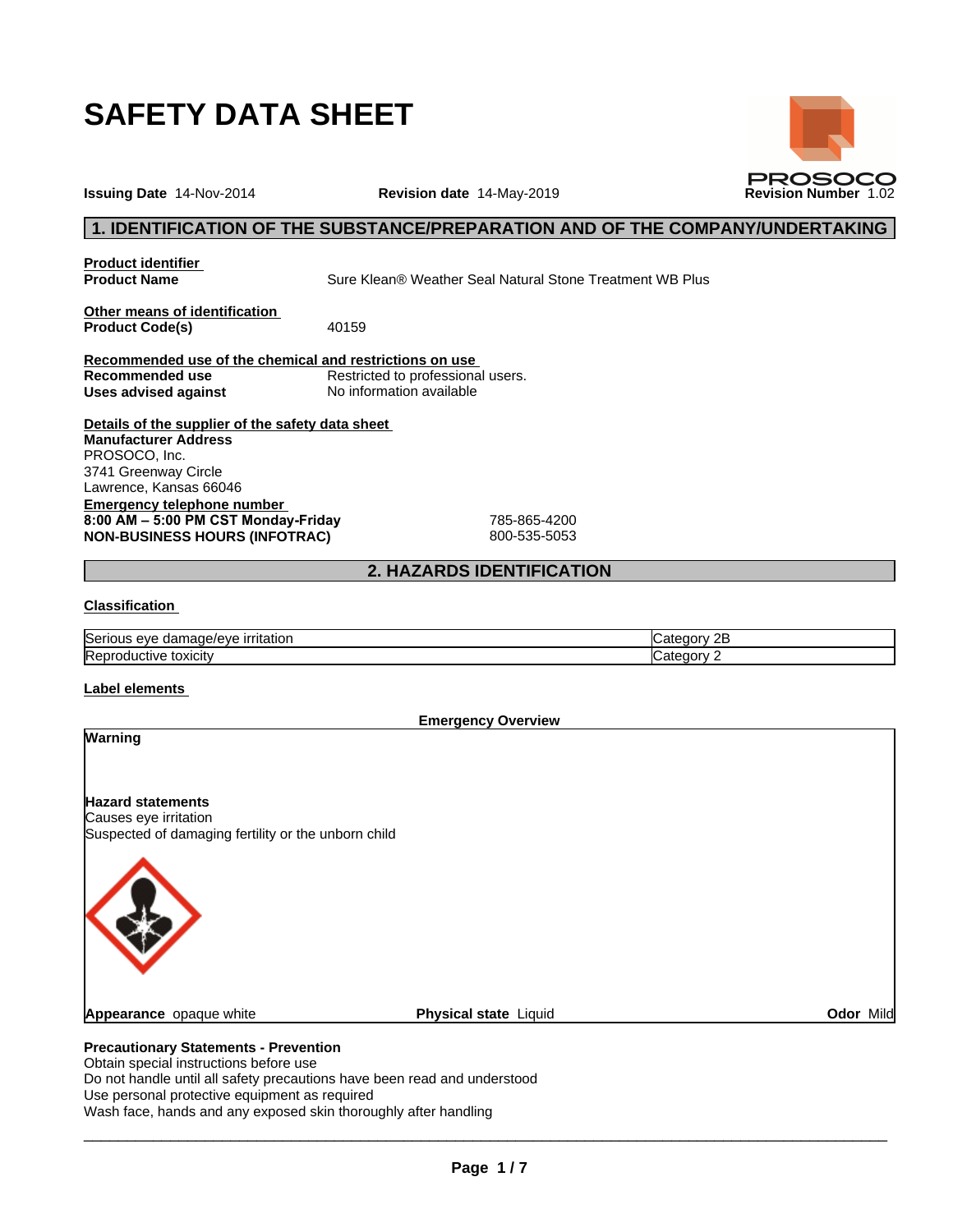# SAFETY DATA SHEET

PROSOCO

**Issuing Date** 14-Nov-2014 **Revision date** 14-May-2019 **Revision Number** 1.02

## 1. IDENTIFICATION OF THE SUBSTANCE/PREPARATION AND OF THE COMPANY/UNDERTAKING

**Product identifier**

**Product Name** Sure Klean® Weather Seal Natural Stone Treatment WB Plus

**Other means of identification**

**Product Code(s)** 40159

**Recommended use of the chemical and restrictions on use**

**Recommended use** Restricted to professional users.

**Uses advised against** No information available

**Details of the supplier of the safety data sheet**

**Manufacturer Address**
PROSOCO, Inc.
3741 Greenway Circle
Lawrence, Kansas 66046

**Emergency telephone number**

**8:00 AM – 5:00 PM CST Monday-Friday** 785-865-4200

**NON-BUSINESS HOURS (INFOTRAC)** 800-535-5053

## 2. HAZARDS IDENTIFICATION

**Classification**

| | |
|---|---|
| Serious eye damage/eye irritation | Category 2B |
| Reproductive toxicity | Category 2 |

**Label elements**

**Emergency Overview**

**Warning**

**Hazard statements**
Causes eye irritation
Suspected of damaging fertility or the unborn child

**Appearance** opaque white **Physical state** Liquid **Odor** Mild

**Precautionary Statements - Prevention**
Obtain special instructions before use
Do not handle until all safety precautions have been read and understood
Use personal protective equipment as required
Wash face, hands and any exposed skin thoroughly after handling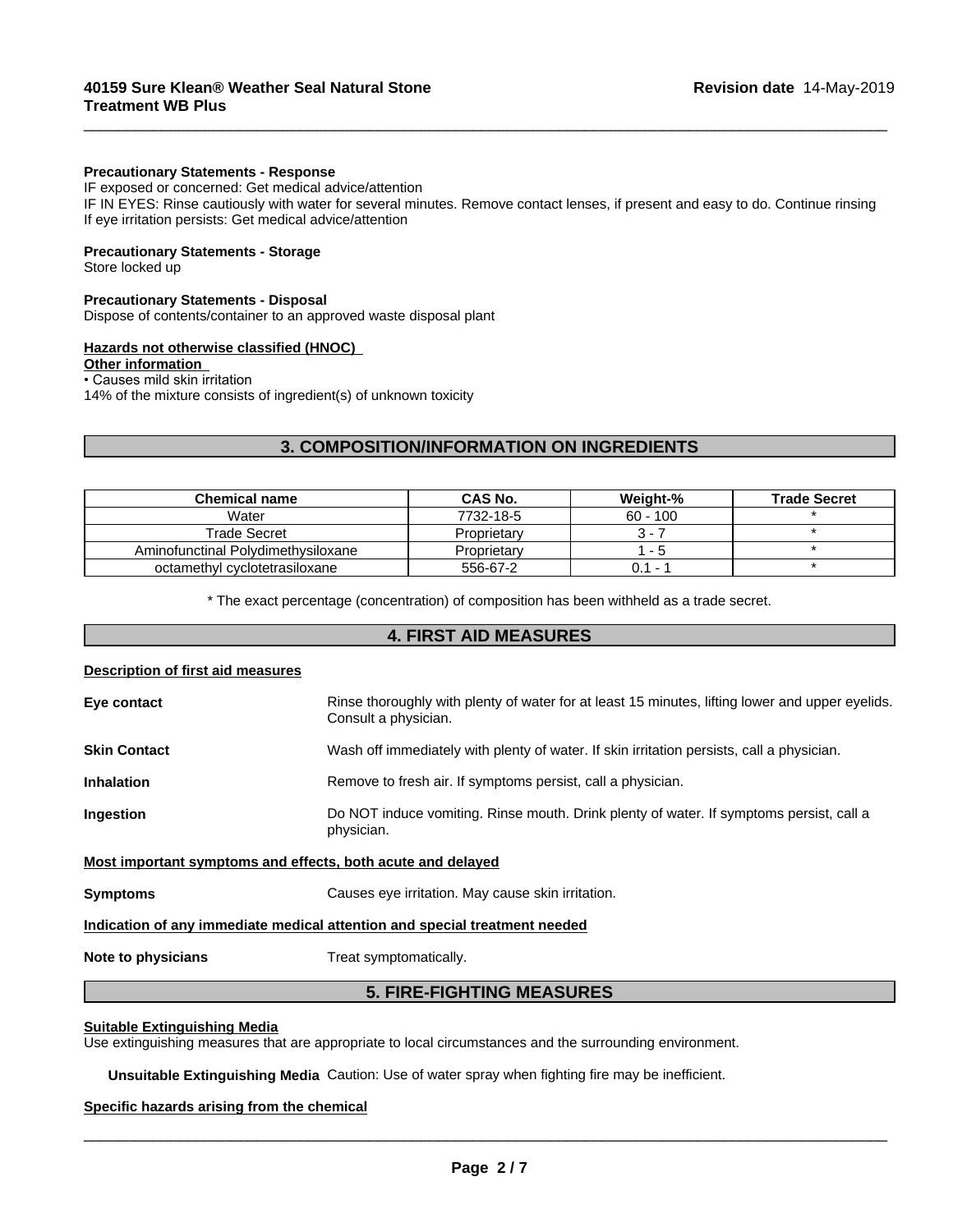**Precautionary Statements - Response**
IF exposed or concerned: Get medical advice/attention
IF IN EYES: Rinse cautiously with water for several minutes. Remove contact lenses, if present and easy to do. Continue rinsing
If eye irritation persists: Get medical advice/attention

**Precautionary Statements - Storage**
Store locked up

**Precautionary Statements - Disposal**
Dispose of contents/container to an approved waste disposal plant

**Hazards not otherwise classified (HNOC)**
**Other information**
• Causes mild skin irritation
14% of the mixture consists of ingredient(s) of unknown toxicity

## 3. COMPOSITION/INFORMATION ON INGREDIENTS

| Chemical name | CAS No. | Weight-% | Trade Secret |
|---|---|---|---|
| Water | 7732-18-5 | 60 - 100 | * |
| Trade Secret | Proprietary | 3 - 7 | * |
| Aminofunctinal Polydimethysiloxane | Proprietary | 1 - 5 | * |
| octamethyl cyclotetrasiloxane | 556-67-2 | 0.1 - 1 | * |

* The exact percentage (concentration) of composition has been withheld as a trade secret.

## 4. FIRST AID MEASURES

**Description of first aid measures**

**Eye contact** Rinse thoroughly with plenty of water for at least 15 minutes, lifting lower and upper eyelids. Consult a physician.

**Skin Contact** Wash off immediately with plenty of water. If skin irritation persists, call a physician.

**Inhalation** Remove to fresh air. If symptoms persist, call a physician.

**Ingestion** Do NOT induce vomiting. Rinse mouth. Drink plenty of water. If symptoms persist, call a physician.

**Most important symptoms and effects, both acute and delayed**

**Symptoms** Causes eye irritation. May cause skin irritation.

**Indication of any immediate medical attention and special treatment needed**

**Note to physicians** Treat symptomatically.

## 5. FIRE-FIGHTING MEASURES

**Suitable Extinguishing Media**
Use extinguishing measures that are appropriate to local circumstances and the surrounding environment.

**Unsuitable Extinguishing Media** Caution: Use of water spray when fighting fire may be inefficient.

**Specific hazards arising from the chemical**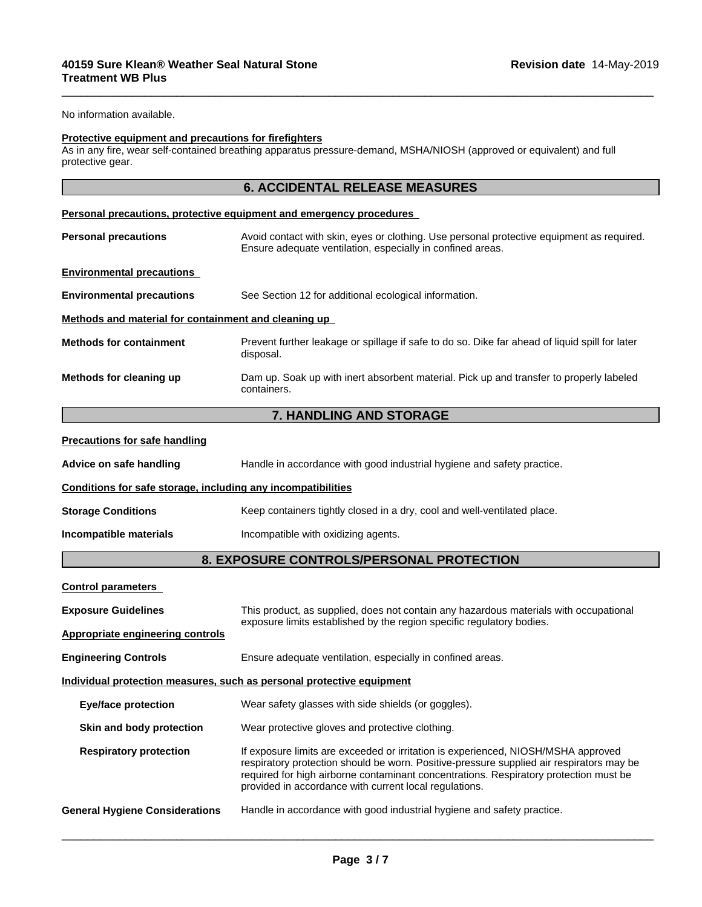No information available.

**Protective equipment and precautions for firefighters**

As in any fire, wear self-contained breathing apparatus pressure-demand, MSHA/NIOSH (approved or equivalent) and full protective gear.

## 6. ACCIDENTAL RELEASE MEASURES

**Personal precautions, protective equipment and emergency procedures**

**Personal precautions** Avoid contact with skin, eyes or clothing. Use personal protective equipment as required. Ensure adequate ventilation, especially in confined areas.

**Environmental precautions**

**Environmental precautions** See Section 12 for additional ecological information.

**Methods and material for containment and cleaning up**

**Methods for containment** Prevent further leakage or spillage if safe to do so. Dike far ahead of liquid spill for later disposal.

**Methods for cleaning up** Dam up. Soak up with inert absorbent material. Pick up and transfer to properly labeled containers.

## 7. HANDLING AND STORAGE

**Precautions for safe handling**

**Advice on safe handling** Handle in accordance with good industrial hygiene and safety practice.

**Conditions for safe storage, including any incompatibilities**

**Storage Conditions** Keep containers tightly closed in a dry, cool and well-ventilated place.

**Incompatible materials** Incompatible with oxidizing agents.

## 8. EXPOSURE CONTROLS/PERSONAL PROTECTION

**Control parameters**

**Exposure Guidelines** This product, as supplied, does not contain any hazardous materials with occupational exposure limits established by the region specific regulatory bodies.

**Appropriate engineering controls**

**Engineering Controls** Ensure adequate ventilation, especially in confined areas.

**Individual protection measures, such as personal protective equipment**

**Eye/face protection** Wear safety glasses with side shields (or goggles).

**Skin and body protection** Wear protective gloves and protective clothing.

**Respiratory protection** If exposure limits are exceeded or irritation is experienced, NIOSH/MSHA approved respiratory protection should be worn. Positive-pressure supplied air respirators may be required for high airborne contaminant concentrations. Respiratory protection must be provided in accordance with current local regulations.

**General Hygiene Considerations** Handle in accordance with good industrial hygiene and safety practice.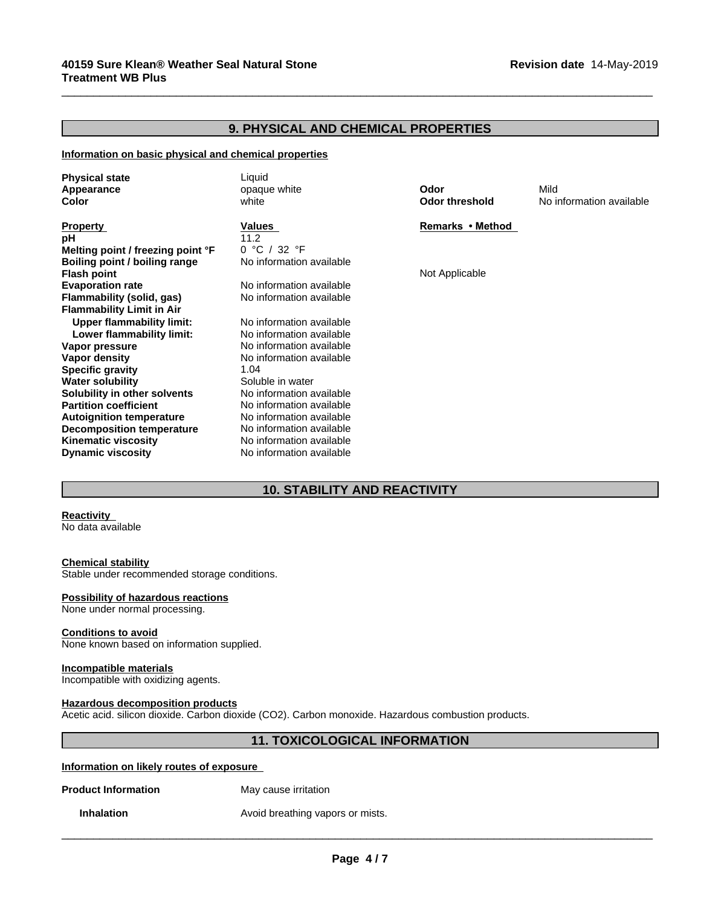## 9. PHYSICAL AND CHEMICAL PROPERTIES

**Information on basic physical and chemical properties**

| | | | |
|---|---|---|---|
| **Physical state** | Liquid | | |
| **Appearance** | opaque white | **Odor** | Mild |
| **Color** | white | **Odor threshold** | No information available |

| **Property** | **Values** | **Remarks • Method** |
|---|---|---|
| **pH** | 11.2 | |
| **Melting point / freezing point °F** | 0 °C / 32 °F | |
| **Boiling point / boiling range** | No information available | |
| **Flash point** | | Not Applicable |
| **Evaporation rate** | No information available | |
| **Flammability (solid, gas)** | No information available | |
| **Flammability Limit in Air** | | |
| **Upper flammability limit:** | No information available | |
| **Lower flammability limit:** | No information available | |
| **Vapor pressure** | No information available | |
| **Vapor density** | No information available | |
| **Specific gravity** | 1.04 | |
| **Water solubility** | Soluble in water | |
| **Solubility in other solvents** | No information available | |
| **Partition coefficient** | No information available | |
| **Autoignition temperature** | No information available | |
| **Decomposition temperature** | No information available | |
| **Kinematic viscosity** | No information available | |
| **Dynamic viscosity** | No information available | |

## 10. STABILITY AND REACTIVITY

**Reactivity**
No data available

**Chemical stability**
Stable under recommended storage conditions.

**Possibility of hazardous reactions**
None under normal processing.

**Conditions to avoid**
None known based on information supplied.

**Incompatible materials**
Incompatible with oxidizing agents.

**Hazardous decomposition products**
Acetic acid. silicon dioxide. Carbon dioxide ($CO_2$). Carbon monoxide. Hazardous combustion products.

## 11. TOXICOLOGICAL INFORMATION

**Information on likely routes of exposure**

**Product Information** May cause irritation

**Inhalation** Avoid breathing vapors or mists.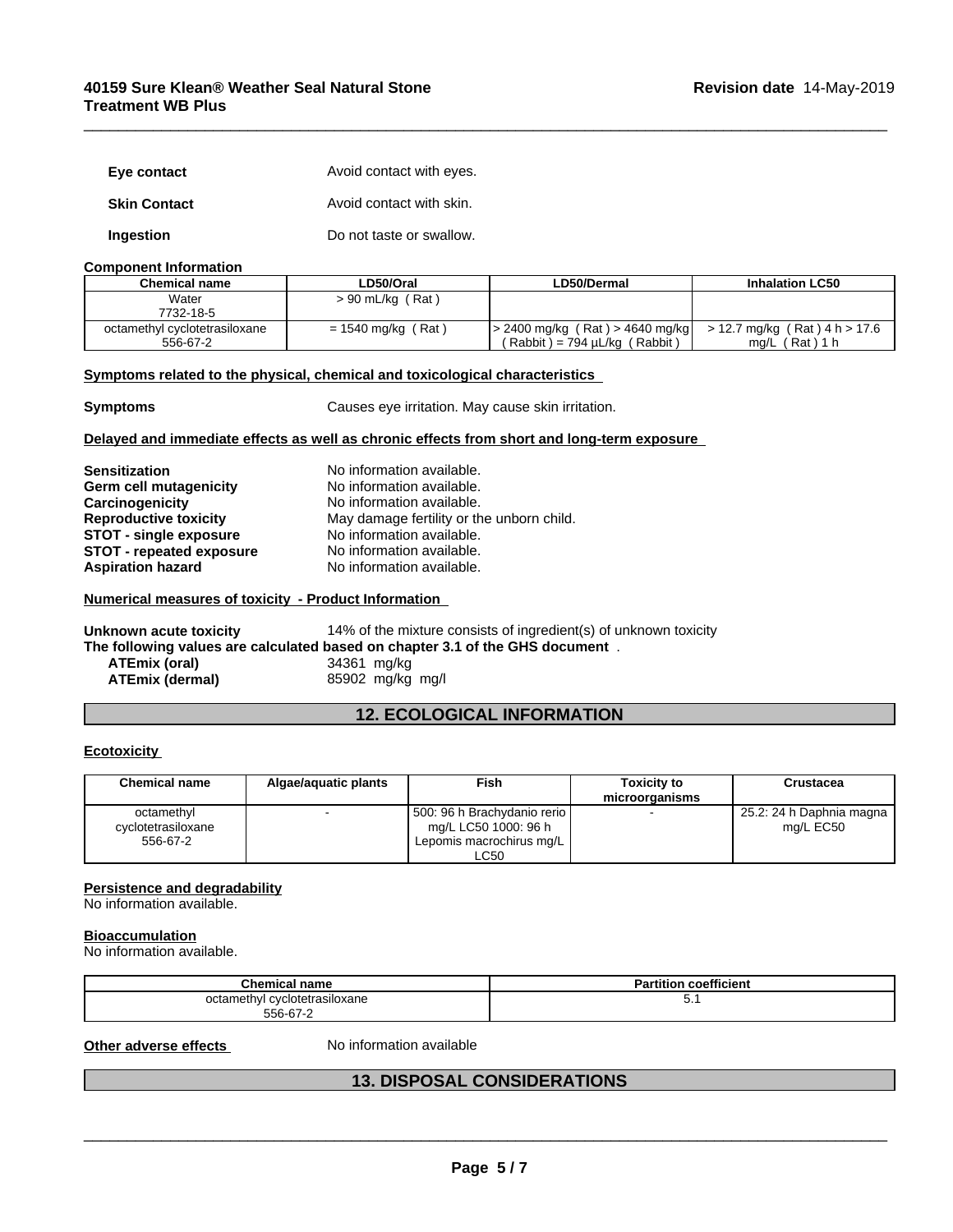| | |
|---|---|
| **Eye contact** | Avoid contact with eyes. |
| **Skin Contact** | Avoid contact with skin. |
| **Ingestion** | Do not taste or swallow. |

**Component Information**

| Chemical name | LD50/Oral | LD50/Dermal | Inhalation LC50 |
|---|---|---|---|
| Water 7732-18-5 | > 90 mL/kg ( Rat ) | | |
| octamethyl cyclotetrasiloxane 556-67-2 | = 1540 mg/kg ( Rat ) | > 2400 mg/kg ( Rat ) > 4640 mg/kg ( Rabbit ) = 794 µL/kg ( Rabbit ) | > 12.7 mg/kg ( Rat ) 4 h > 17.6 mg/L ( Rat ) 1 h |

**Symptoms related to the physical, chemical and toxicological characteristics**

**Symptoms** Causes eye irritation. May cause skin irritation.

**Delayed and immediate effects as well as chronic effects from short and long-term exposure**

| | |
|---|---|
| **Sensitization** | No information available. |
| **Germ cell mutagenicity** | No information available. |
| **Carcinogenicity** | No information available. |
| **Reproductive toxicity** | May damage fertility or the unborn child. |
| **STOT - single exposure** | No information available. |
| **STOT - repeated exposure** | No information available. |
| **Aspiration hazard** | No information available. |

**Numerical measures of toxicity - Product Information**

**Unknown acute toxicity** 14% of the mixture consists of ingredient(s) of unknown toxicity

**The following values are calculated based on chapter 3.1 of the GHS document** .

| | |
|---|---|
| **ATEmix (oral)** | 34361 mg/kg |
| **ATEmix (dermal)** | 85902 mg/kg mg/l |

## 12. ECOLOGICAL INFORMATION

**Ecotoxicity**

| Chemical name | Algae/aquatic plants | Fish | Toxicity to microorganisms | Crustacea |
|---|---|---|---|---|
| octamethyl cyclotetrasiloxane 556-67-2 | - | 500: 96 h Brachydanio rerio mg/L LC50 1000: 96 h Lepomis macrochirus mg/L LC50 | - | 25.2: 24 h Daphnia magna mg/L EC50 |

**Persistence and degradability**

No information available.

**Bioaccumulation**

No information available.

| Chemical name | Partition coefficient |
|---|---|
| octamethyl cyclotetrasiloxane 556-67-2 | 5.1 |

**Other adverse effects** No information available

## 13. DISPOSAL CONSIDERATIONS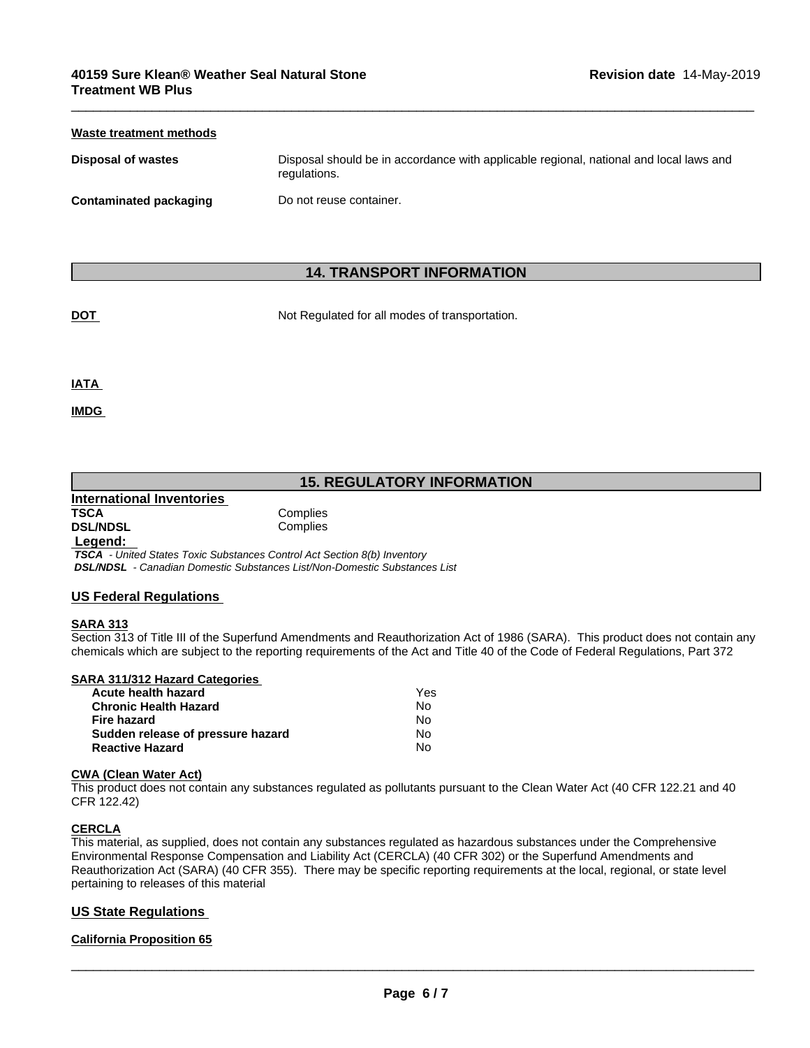### Waste treatment methods

| | |
|---|---|
| **Disposal of wastes** | Disposal should be in accordance with applicable regional, national and local laws and regulations. |
| **Contaminated packaging** | Do not reuse container. |

## 14. TRANSPORT INFORMATION

| | |
|---|---|
| **DOT** | Not Regulated for all modes of transportation. |

**IATA**

**IMDG**

## 15. REGULATORY INFORMATION

**International Inventories**

| | |
|---|---|
| **TSCA** | Complies |
| **DSL/NDSL** | Complies |

**Legend:**

*__TSCA__ - United States Toxic Substances Control Act Section 8(b) Inventory*
*__DSL/NDSL__ - Canadian Domestic Substances List/Non-Domestic Substances List*

### US Federal Regulations

**SARA 313**

Section 313 of Title III of the Superfund Amendments and Reauthorization Act of 1986 (SARA). This product does not contain any chemicals which are subject to the reporting requirements of the Act and Title 40 of the Code of Federal Regulations, Part 372

**SARA 311/312 Hazard Categories**

| | |
|---|---|
| **Acute health hazard** | Yes |
| **Chronic Health Hazard** | No |
| **Fire hazard** | No |
| **Sudden release of pressure hazard** | No |
| **Reactive Hazard** | No |

**CWA (Clean Water Act)**

This product does not contain any substances regulated as pollutants pursuant to the Clean Water Act (40 CFR 122.21 and 40 CFR 122.42)

**CERCLA**

This material, as supplied, does not contain any substances regulated as hazardous substances under the Comprehensive Environmental Response Compensation and Liability Act (CERCLA) (40 CFR 302) or the Superfund Amendments and Reauthorization Act (SARA) (40 CFR 355). There may be specific reporting requirements at the local, regional, or state level pertaining to releases of this material

### US State Regulations

**California Proposition 65**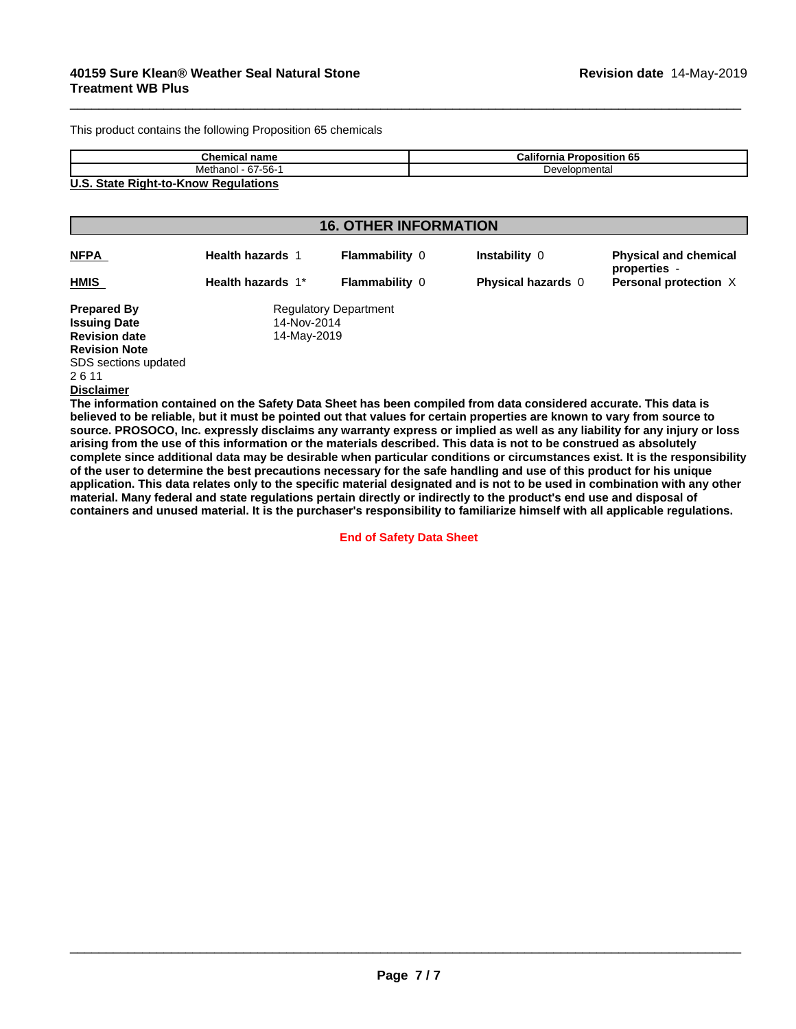This product contains the following Proposition 65 chemicals

| Chemical name | California Proposition 65 |
| --- | --- |
| Methanol - 67-56-1 | Developmental |

**U.S. State Right-to-Know Regulations**

## 16. OTHER INFORMATION

| | | | | |
| --- | --- | --- | --- | --- |
| **NFPA** | **Health hazards** 1 | **Flammability** 0 | **Instability** 0 | **Physical and chemical properties** - |
| **HMIS** | **Health hazards** 1* | **Flammability** 0 | **Physical hazards** 0 | **Personal protection** X |

**Prepared By** Regulatory Department
**Issuing Date** 14-Nov-2014
**Revision date** 14-May-2019
**Revision Note**
SDS sections updated
2 6 11

**Disclaimer**

**The information contained on the Safety Data Sheet has been compiled from data considered accurate. This data is believed to be reliable, but it must be pointed out that values for certain properties are known to vary from source to source. PROSOCO, Inc. expressly disclaims any warranty express or implied as well as any liability for any injury or loss arising from the use of this information or the materials described. This data is not to be construed as absolutely complete since additional data may be desirable when particular conditions or circumstances exist. It is the responsibility of the user to determine the best precautions necessary for the safe handling and use of this product for his unique application. This data relates only to the specific material designated and is not to be used in combination with any other material. Many federal and state regulations pertain directly or indirectly to the product's end use and disposal of containers and unused material. It is the purchaser's responsibility to familiarize himself with all applicable regulations.**

**End of Safety Data Sheet**